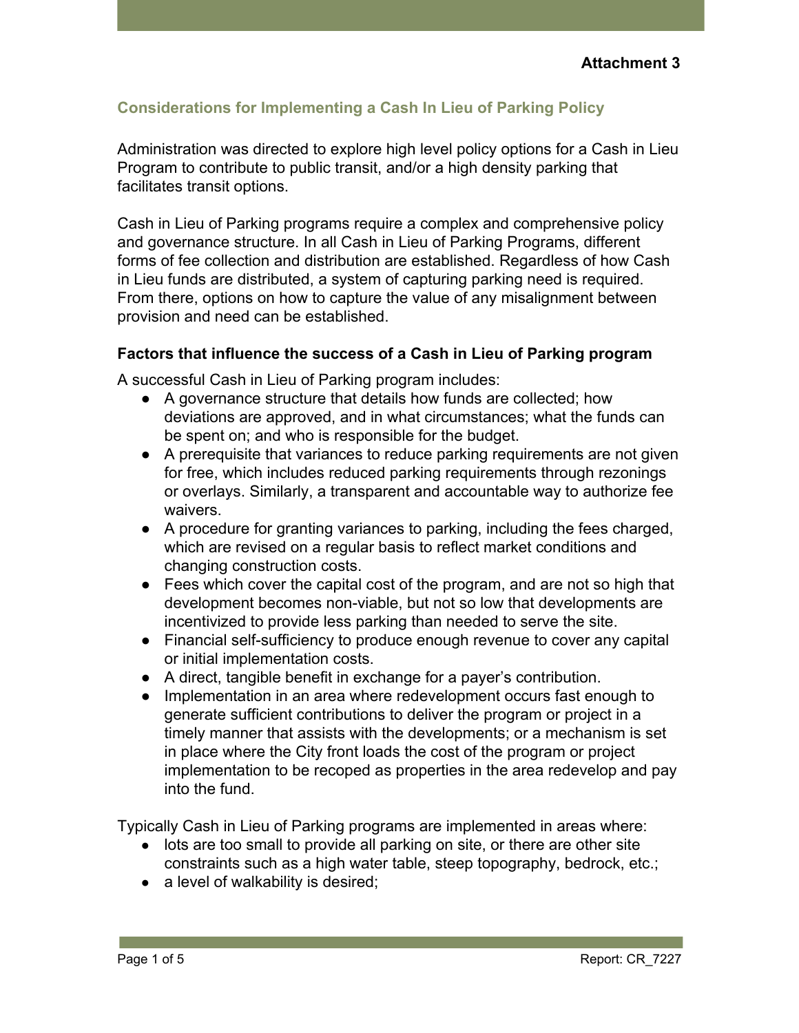**Attachment 3**

## Considerations for Implementing a Cash In Lieu of Parking Policy

Administration was directed to explore high level policy options for a Cash in Lieu Program to contribute to public transit, and/or a high density parking that facilitates transit options.

Cash in Lieu of Parking programs require a complex and comprehensive policy and governance structure. In all Cash in Lieu of Parking Programs, different forms of fee collection and distribution are established. Regardless of how Cash in Lieu funds are distributed, a system of capturing parking need is required. From there, options on how to capture the value of any misalignment between provision and need can be established.

### Factors that influence the success of a Cash in Lieu of Parking program

A successful Cash in Lieu of Parking program includes:

- A governance structure that details how funds are collected; how deviations are approved, and in what circumstances; what the funds can be spent on; and who is responsible for the budget.
- A prerequisite that variances to reduce parking requirements are not given for free, which includes reduced parking requirements through rezonings or overlays. Similarly, a transparent and accountable way to authorize fee waivers.
- A procedure for granting variances to parking, including the fees charged, which are revised on a regular basis to reflect market conditions and changing construction costs.
- Fees which cover the capital cost of the program, and are not so high that development becomes non-viable, but not so low that developments are incentivized to provide less parking than needed to serve the site.
- Financial self-sufficiency to produce enough revenue to cover any capital or initial implementation costs.
- A direct, tangible benefit in exchange for a payer's contribution.
- Implementation in an area where redevelopment occurs fast enough to generate sufficient contributions to deliver the program or project in a timely manner that assists with the developments; or a mechanism is set in place where the City front loads the cost of the program or project implementation to be recoped as properties in the area redevelop and pay into the fund.

Typically Cash in Lieu of Parking programs are implemented in areas where:

- lots are too small to provide all parking on site, or there are other site constraints such as a high water table, steep topography, bedrock, etc.;
- a level of walkability is desired;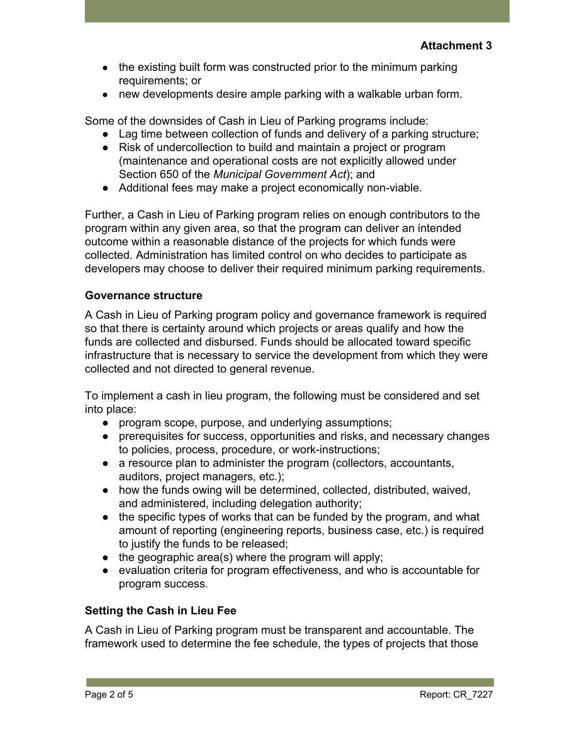- the existing built form was constructed prior to the minimum parking requirements; or
- new developments desire ample parking with a walkable urban form.

Some of the downsides of Cash in Lieu of Parking programs include:

- Lag time between collection of funds and delivery of a parking structure;
- Risk of undercollection to build and maintain a project or program (maintenance and operational costs are not explicitly allowed under Section 650 of the *Municipal Government Act*); and
- Additional fees may make a project economically non-viable.

Further, a Cash in Lieu of Parking program relies on enough contributors to the program within any given area, so that the program can deliver an intended outcome within a reasonable distance of the projects for which funds were collected. Administration has limited control on who decides to participate as developers may choose to deliver their required minimum parking requirements.

**Governance structure**

A Cash in Lieu of Parking program policy and governance framework is required so that there is certainty around which projects or areas qualify and how the funds are collected and disbursed. Funds should be allocated toward specific infrastructure that is necessary to service the development from which they were collected and not directed to general revenue.

To implement a cash in lieu program, the following must be considered and set into place:

- program scope, purpose, and underlying assumptions;
- prerequisites for success, opportunities and risks, and necessary changes to policies, process, procedure, or work-instructions;
- a resource plan to administer the program (collectors, accountants, auditors, project managers, etc.);
- how the funds owing will be determined, collected, distributed, waived, and administered, including delegation authority;
- the specific types of works that can be funded by the program, and what amount of reporting (engineering reports, business case, etc.) is required to justify the funds to be released;
- the geographic area(s) where the program will apply;
- evaluation criteria for program effectiveness, and who is accountable for program success.

**Setting the Cash in Lieu Fee**

A Cash in Lieu of Parking program must be transparent and accountable. The framework used to determine the fee schedule, the types of projects that those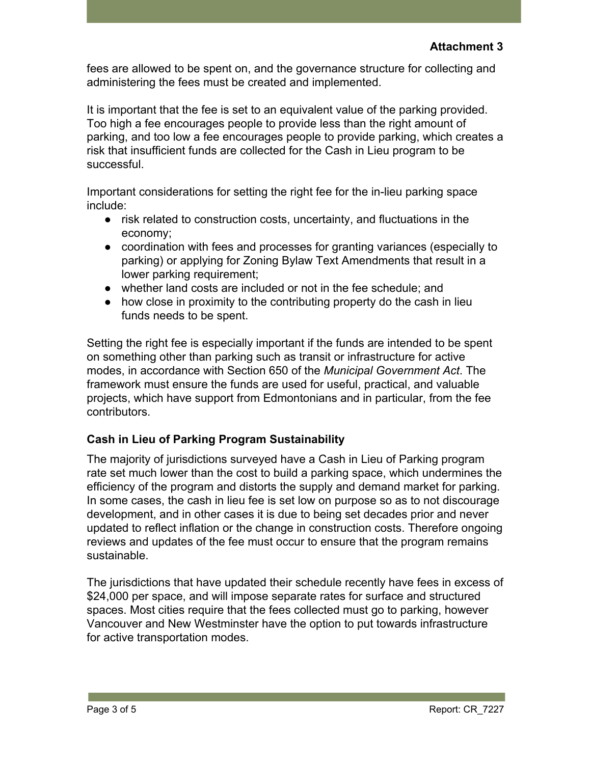**Attachment 3**

fees are allowed to be spent on, and the governance structure for collecting and administering the fees must be created and implemented.

It is important that the fee is set to an equivalent value of the parking provided. Too high a fee encourages people to provide less than the right amount of parking, and too low a fee encourages people to provide parking, which creates a risk that insufficient funds are collected for the Cash in Lieu program to be successful.

Important considerations for setting the right fee for the in-lieu parking space include:

- risk related to construction costs, uncertainty, and fluctuations in the economy;
- coordination with fees and processes for granting variances (especially to parking) or applying for Zoning Bylaw Text Amendments that result in a lower parking requirement;
- whether land costs are included or not in the fee schedule; and
- how close in proximity to the contributing property do the cash in lieu funds needs to be spent.

Setting the right fee is especially important if the funds are intended to be spent on something other than parking such as transit or infrastructure for active modes, in accordance with Section 650 of the *Municipal Government Act*. The framework must ensure the funds are used for useful, practical, and valuable projects, which have support from Edmontonians and in particular, from the fee contributors.

### Cash in Lieu of Parking Program Sustainability

The majority of jurisdictions surveyed have a Cash in Lieu of Parking program rate set much lower than the cost to build a parking space, which undermines the efficiency of the program and distorts the supply and demand market for parking. In some cases, the cash in lieu fee is set low on purpose so as to not discourage development, and in other cases it is due to being set decades prior and never updated to reflect inflation or the change in construction costs. Therefore ongoing reviews and updates of the fee must occur to ensure that the program remains sustainable.

The jurisdictions that have updated their schedule recently have fees in excess of $24,000 per space, and will impose separate rates for surface and structured spaces. Most cities require that the fees collected must go to parking, however Vancouver and New Westminster have the option to put towards infrastructure for active transportation modes.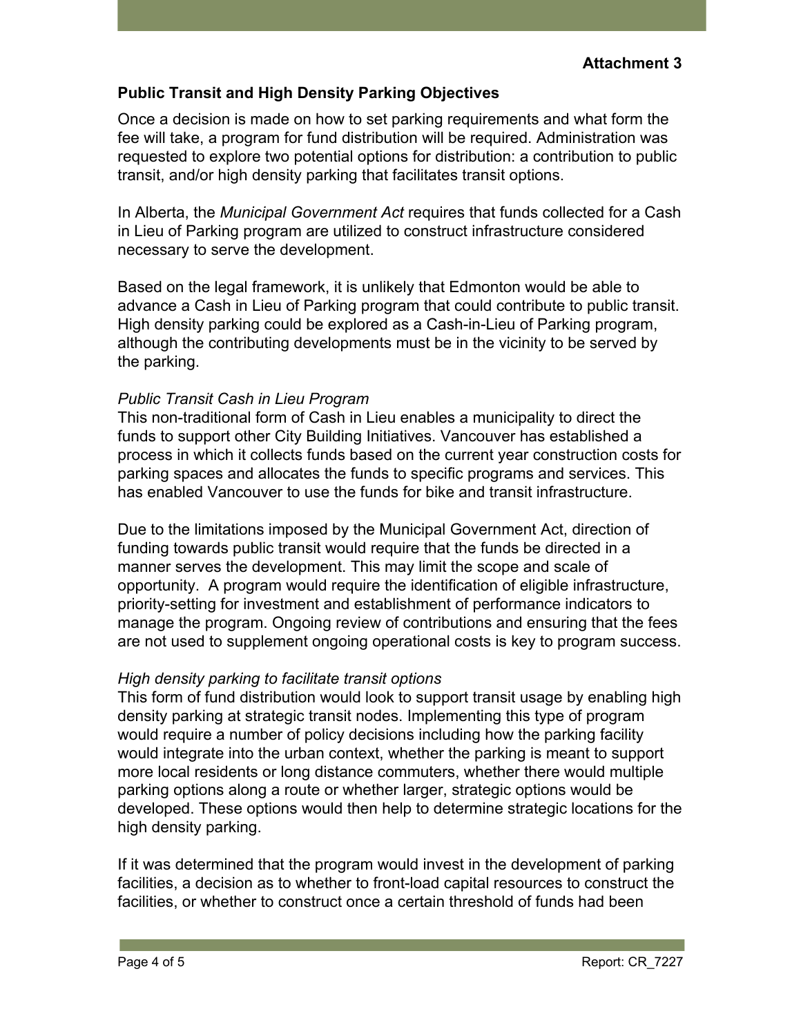**Attachment 3**

**Public Transit and High Density Parking Objectives**

Once a decision is made on how to set parking requirements and what form the fee will take, a program for fund distribution will be required. Administration was requested to explore two potential options for distribution: a contribution to public transit, and/or high density parking that facilitates transit options.

In Alberta, the *Municipal Government Act* requires that funds collected for a Cash in Lieu of Parking program are utilized to construct infrastructure considered necessary to serve the development.

Based on the legal framework, it is unlikely that Edmonton would be able to advance a Cash in Lieu of Parking program that could contribute to public transit. High density parking could be explored as a Cash-in-Lieu of Parking program, although the contributing developments must be in the vicinity to be served by the parking.

*Public Transit Cash in Lieu Program*
This non-traditional form of Cash in Lieu enables a municipality to direct the funds to support other City Building Initiatives. Vancouver has established a process in which it collects funds based on the current year construction costs for parking spaces and allocates the funds to specific programs and services. This has enabled Vancouver to use the funds for bike and transit infrastructure.

Due to the limitations imposed by the Municipal Government Act, direction of funding towards public transit would require that the funds be directed in a manner serves the development. This may limit the scope and scale of opportunity. A program would require the identification of eligible infrastructure, priority-setting for investment and establishment of performance indicators to manage the program. Ongoing review of contributions and ensuring that the fees are not used to supplement ongoing operational costs is key to program success.

*High density parking to facilitate transit options*
This form of fund distribution would look to support transit usage by enabling high density parking at strategic transit nodes. Implementing this type of program would require a number of policy decisions including how the parking facility would integrate into the urban context, whether the parking is meant to support more local residents or long distance commuters, whether there would multiple parking options along a route or whether larger, strategic options would be developed. These options would then help to determine strategic locations for the high density parking.

If it was determined that the program would invest in the development of parking facilities, a decision as to whether to front-load capital resources to construct the facilities, or whether to construct once a certain threshold of funds had been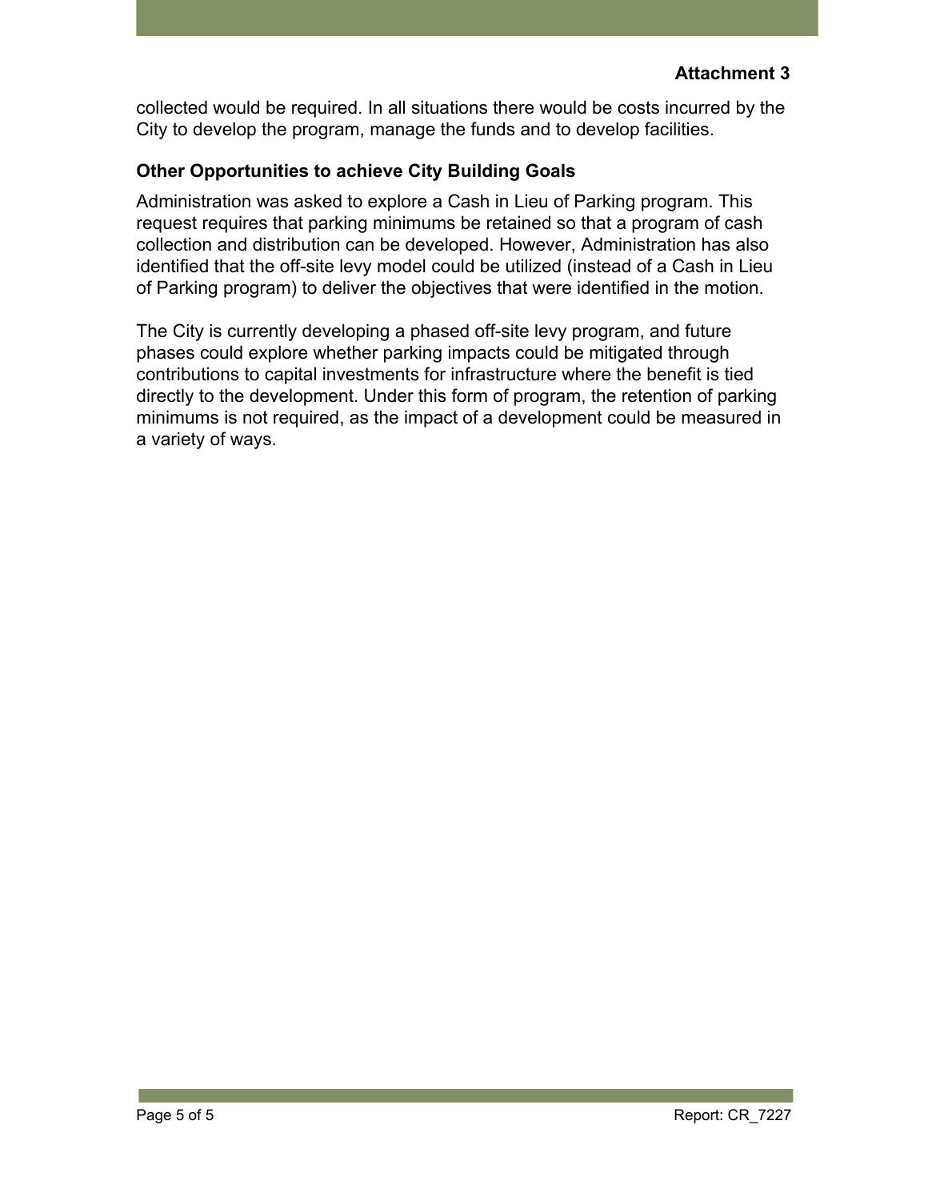collected would be required. In all situations there would be costs incurred by the City to develop the program, manage the funds and to develop facilities.

### Other Opportunities to achieve City Building Goals

Administration was asked to explore a Cash in Lieu of Parking program. This request requires that parking minimums be retained so that a program of cash collection and distribution can be developed. However, Administration has also identified that the off-site levy model could be utilized (instead of a Cash in Lieu of Parking program) to deliver the objectives that were identified in the motion.

The City is currently developing a phased off-site levy program, and future phases could explore whether parking impacts could be mitigated through contributions to capital investments for infrastructure where the benefit is tied directly to the development. Under this form of program, the retention of parking minimums is not required, as the impact of a development could be measured in a variety of ways.